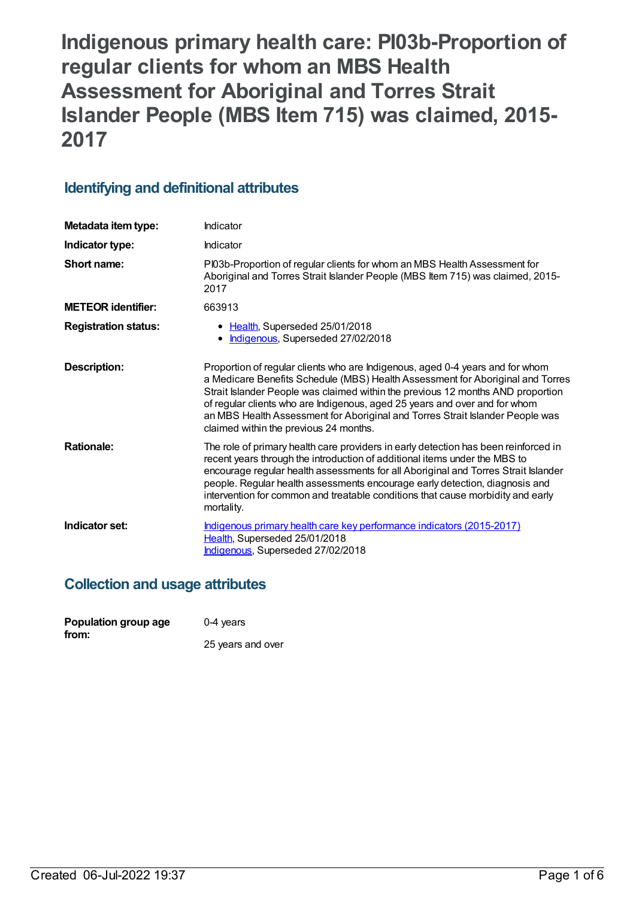# Indigenous primary health care: PI03b-Proportion of regular clients for whom an MBS Health Assessment for Aboriginal and Torres Strait Islander People (MBS Item 715) was claimed, 2015-2017

## Identifying and definitional attributes

| | |
|---|---|
| **Metadata item type:** | Indicator |
| **Indicator type:** | Indicator |
| **Short name:** | PI03b-Proportion of regular clients for whom an MBS Health Assessment for Aboriginal and Torres Strait Islander People (MBS Item 715) was claimed, 2015-2017 |
| **METEOR identifier:** | 663913 |
| **Registration status:** | • Health, Superseded 25/01/2018<br>• Indigenous, Superseded 27/02/2018 |
| **Description:** | Proportion of regular clients who are Indigenous, aged 0-4 years and for whom a Medicare Benefits Schedule (MBS) Health Assessment for Aboriginal and Torres Strait Islander People was claimed within the previous 12 months AND proportion of regular clients who are Indigenous, aged 25 years and over and for whom an MBS Health Assessment for Aboriginal and Torres Strait Islander People was claimed within the previous 24 months. |
| **Rationale:** | The role of primary health care providers in early detection has been reinforced in recent years through the introduction of additional items under the MBS to encourage regular health assessments for all Aboriginal and Torres Strait Islander people. Regular health assessments encourage early detection, diagnosis and intervention for common and treatable conditions that cause morbidity and early mortality. |
| **Indicator set:** | Indigenous primary health care key performance indicators (2015-2017)<br>Health, Superseded 25/01/2018<br>Indigenous, Superseded 27/02/2018 |

## Collection and usage attributes

| | |
|---|---|
| **Population group age from:** | 0-4 years<br><br>25 years and over |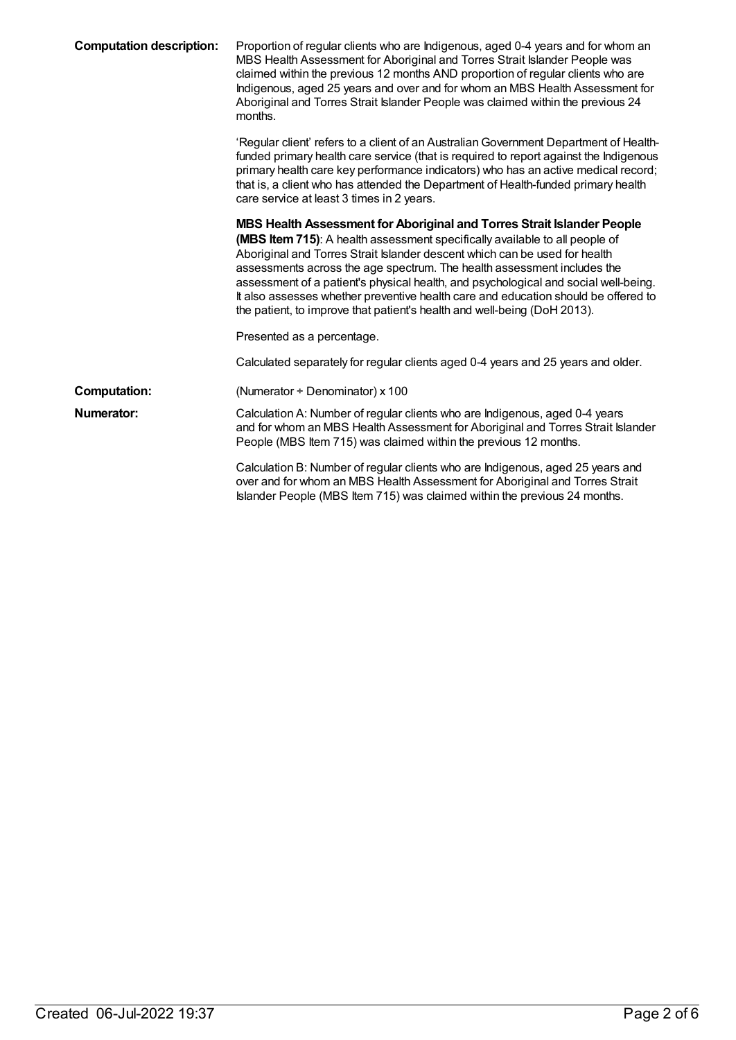**Computation description:** Proportion of regular clients who are Indigenous, aged 0-4 years and for whom an MBS Health Assessment for Aboriginal and Torres Strait Islander People was claimed within the previous 12 months AND proportion of regular clients who are Indigenous, aged 25 years and over and for whom an MBS Health Assessment for Aboriginal and Torres Strait Islander People was claimed within the previous 24 months.

'Regular client' refers to a client of an Australian Government Department of Health-funded primary health care service (that is required to report against the Indigenous primary health care key performance indicators) who has an active medical record; that is, a client who has attended the Department of Health-funded primary health care service at least 3 times in 2 years.

**MBS Health Assessment for Aboriginal and Torres Strait Islander People (MBS Item 715)**: A health assessment specifically available to all people of Aboriginal and Torres Strait Islander descent which can be used for health assessments across the age spectrum. The health assessment includes the assessment of a patient's physical health, and psychological and social well-being. It also assesses whether preventive health care and education should be offered to the patient, to improve that patient's health and well-being (DoH 2013).

Presented as a percentage.

Calculated separately for regular clients aged 0-4 years and 25 years and older.

**Computation:** (Numerator ÷ Denominator) x 100

**Numerator:** Calculation A: Number of regular clients who are Indigenous, aged 0-4 years and for whom an MBS Health Assessment for Aboriginal and Torres Strait Islander People (MBS Item 715) was claimed within the previous 12 months.

Calculation B: Number of regular clients who are Indigenous, aged 25 years and over and for whom an MBS Health Assessment for Aboriginal and Torres Strait Islander People (MBS Item 715) was claimed within the previous 24 months.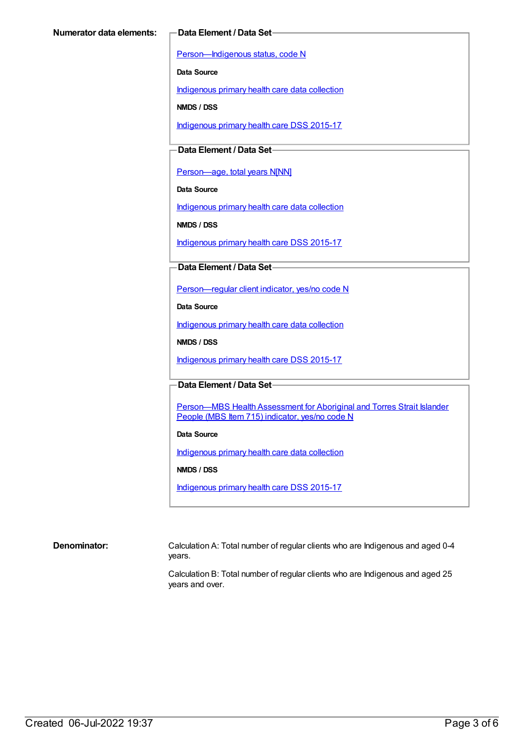**Numerator data elements:**

**Data Element / Data Set**

Person—Indigenous status, code N

**Data Source**

Indigenous primary health care data collection

**NMDS / DSS**

Indigenous primary health care DSS 2015-17

**Data Element / Data Set**

Person—age, total years N[NN]

**Data Source**

Indigenous primary health care data collection

**NMDS / DSS**

Indigenous primary health care DSS 2015-17

**Data Element / Data Set**

Person—regular client indicator, yes/no code N

**Data Source**

Indigenous primary health care data collection

**NMDS / DSS**

Indigenous primary health care DSS 2015-17

**Data Element / Data Set**

Person—MBS Health Assessment for Aboriginal and Torres Strait Islander People (MBS Item 715) indicator, yes/no code N

**Data Source**

Indigenous primary health care data collection

**NMDS / DSS**

Indigenous primary health care DSS 2015-17

**Denominator:**

Calculation A: Total number of regular clients who are Indigenous and aged 0-4 years.

Calculation B: Total number of regular clients who are Indigenous and aged 25 years and over.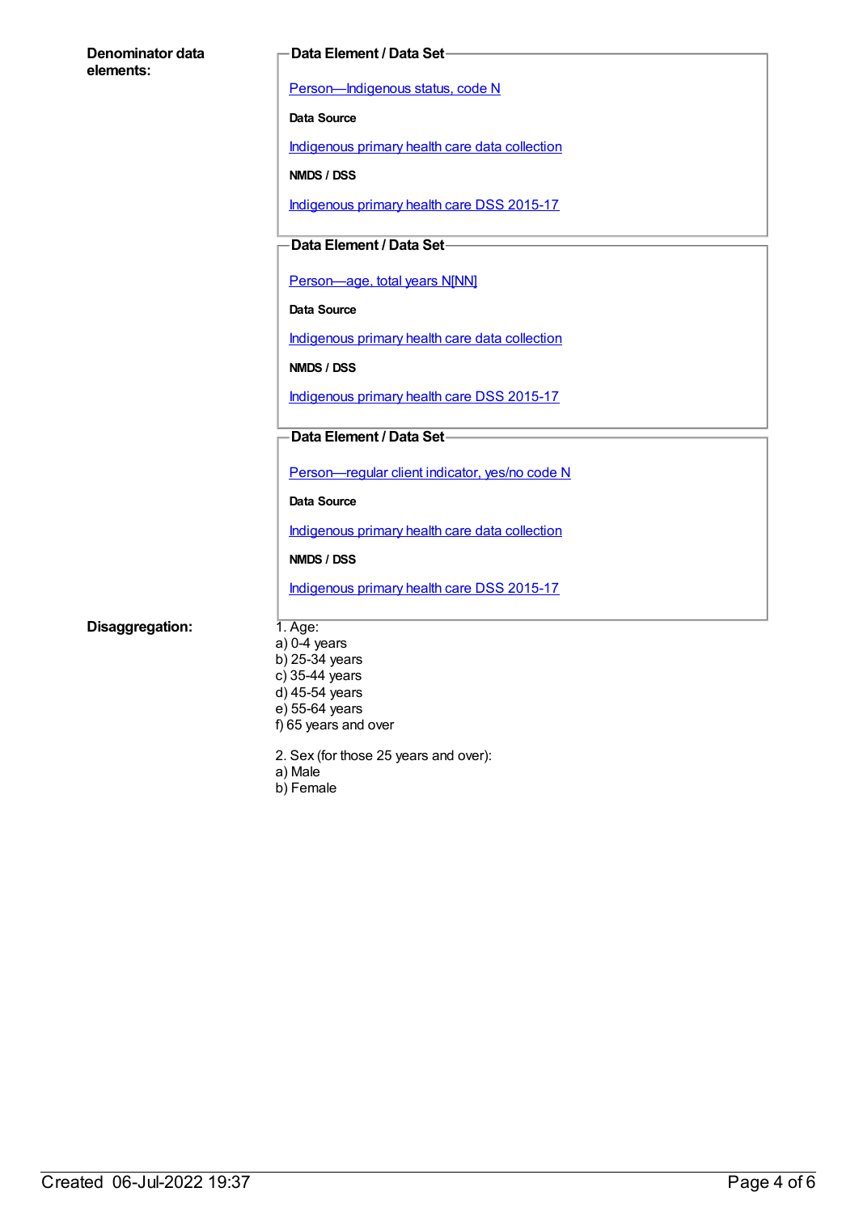**Denominator data elements:**

**Data Element / Data Set**

Person—Indigenous status, code N

**Data Source**

Indigenous primary health care data collection

**NMDS / DSS**

Indigenous primary health care DSS 2015-17

**Data Element / Data Set**

Person—age, total years N[NN]

**Data Source**

Indigenous primary health care data collection

**NMDS / DSS**

Indigenous primary health care DSS 2015-17

**Data Element / Data Set**

Person—regular client indicator, yes/no code N

**Data Source**

Indigenous primary health care data collection

**NMDS / DSS**

Indigenous primary health care DSS 2015-17

**Disaggregation:**

1. Age:
a) 0-4 years
b) 25-34 years
c) 35-44 years
d) 45-54 years
e) 55-64 years
f) 65 years and over

2. Sex (for those 25 years and over):
a) Male
b) Female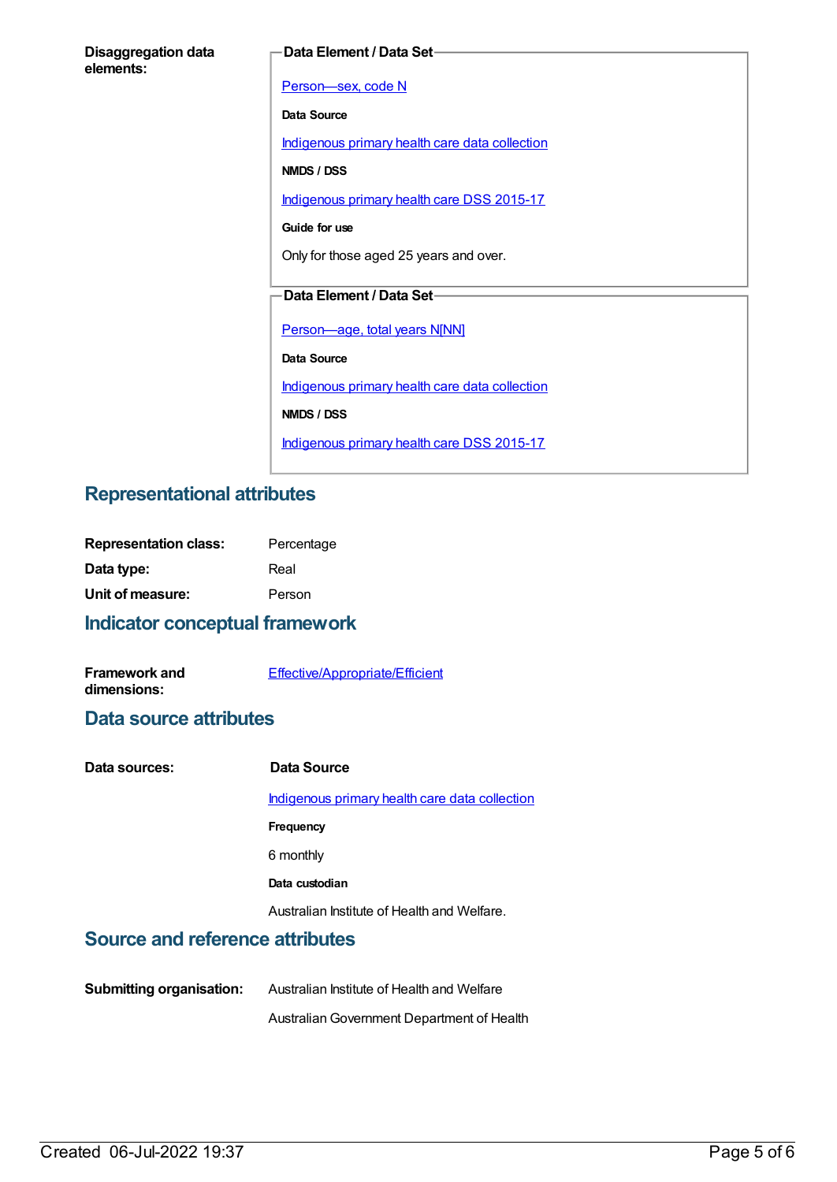**Disaggregation data elements:**

**Data Element / Data Set**

[Person—sex, code N]

**Data Source**

[Indigenous primary health care data collection]

**NMDS / DSS**

[Indigenous primary health care DSS 2015-17]

**Guide for use**

Only for those aged 25 years and over.

**Data Element / Data Set**

[Person—age, total years N[NN]]

**Data Source**

[Indigenous primary health care data collection]

**NMDS / DSS**

[Indigenous primary health care DSS 2015-17]

## Representational attributes

| | |
|---|---|
| **Representation class:** | Percentage |
| **Data type:** | Real |
| **Unit of measure:** | Person |

## Indicator conceptual framework

**Framework and dimensions:** Effective/Appropriate/Efficient

## Data source attributes

**Data sources:**

**Data Source**

Indigenous primary health care data collection

**Frequency**

6 monthly

**Data custodian**

Australian Institute of Health and Welfare.

## Source and reference attributes

**Submitting organisation:** Australian Institute of Health and Welfare

Australian Government Department of Health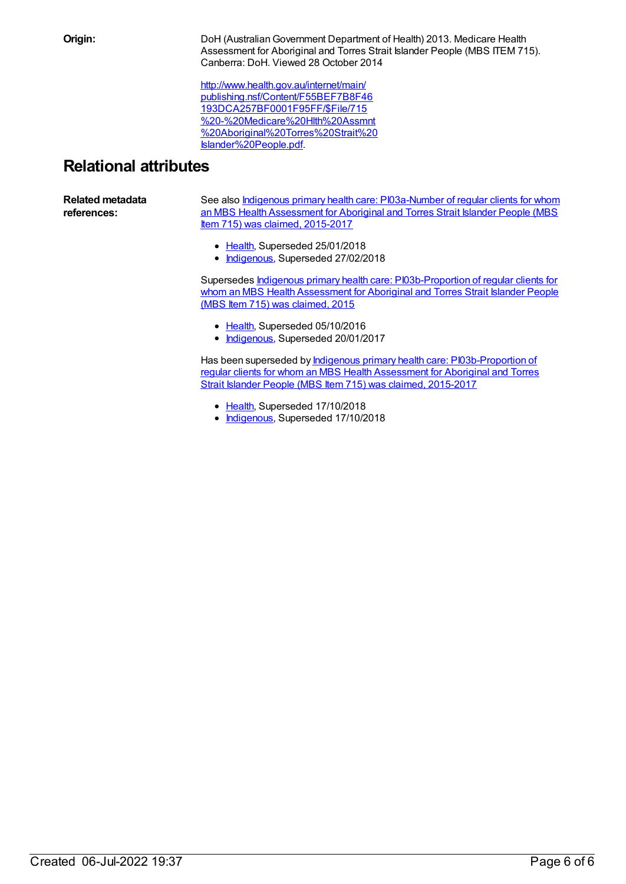**Origin:** DoH (Australian Government Department of Health) 2013. Medicare Health Assessment for Aboriginal and Torres Strait Islander People (MBS ITEM 715). Canberra: DoH. Viewed 28 October 2014

http://www.health.gov.au/internet/main/publishing.nsf/Content/F55BEF7B8F46193DCA257BF0001F95FF/$File/715%20-%20Medicare%20Hlth%20Assmnt%20Aboriginal%20Torres%20Strait%20Islander%20People.pdf.

## Relational attributes

**Related metadata references:**

See also Indigenous primary health care: PI03a-Number of regular clients for whom an MBS Health Assessment for Aboriginal and Torres Strait Islander People (MBS Item 715) was claimed, 2015-2017

- Health, Superseded 25/01/2018
- Indigenous, Superseded 27/02/2018

Supersedes Indigenous primary health care: PI03b-Proportion of regular clients for whom an MBS Health Assessment for Aboriginal and Torres Strait Islander People (MBS Item 715) was claimed, 2015

- Health, Superseded 05/10/2016
- Indigenous, Superseded 20/01/2017

Has been superseded by Indigenous primary health care: PI03b-Proportion of regular clients for whom an MBS Health Assessment for Aboriginal and Torres Strait Islander People (MBS Item 715) was claimed, 2015-2017

- Health, Superseded 17/10/2018
- Indigenous, Superseded 17/10/2018